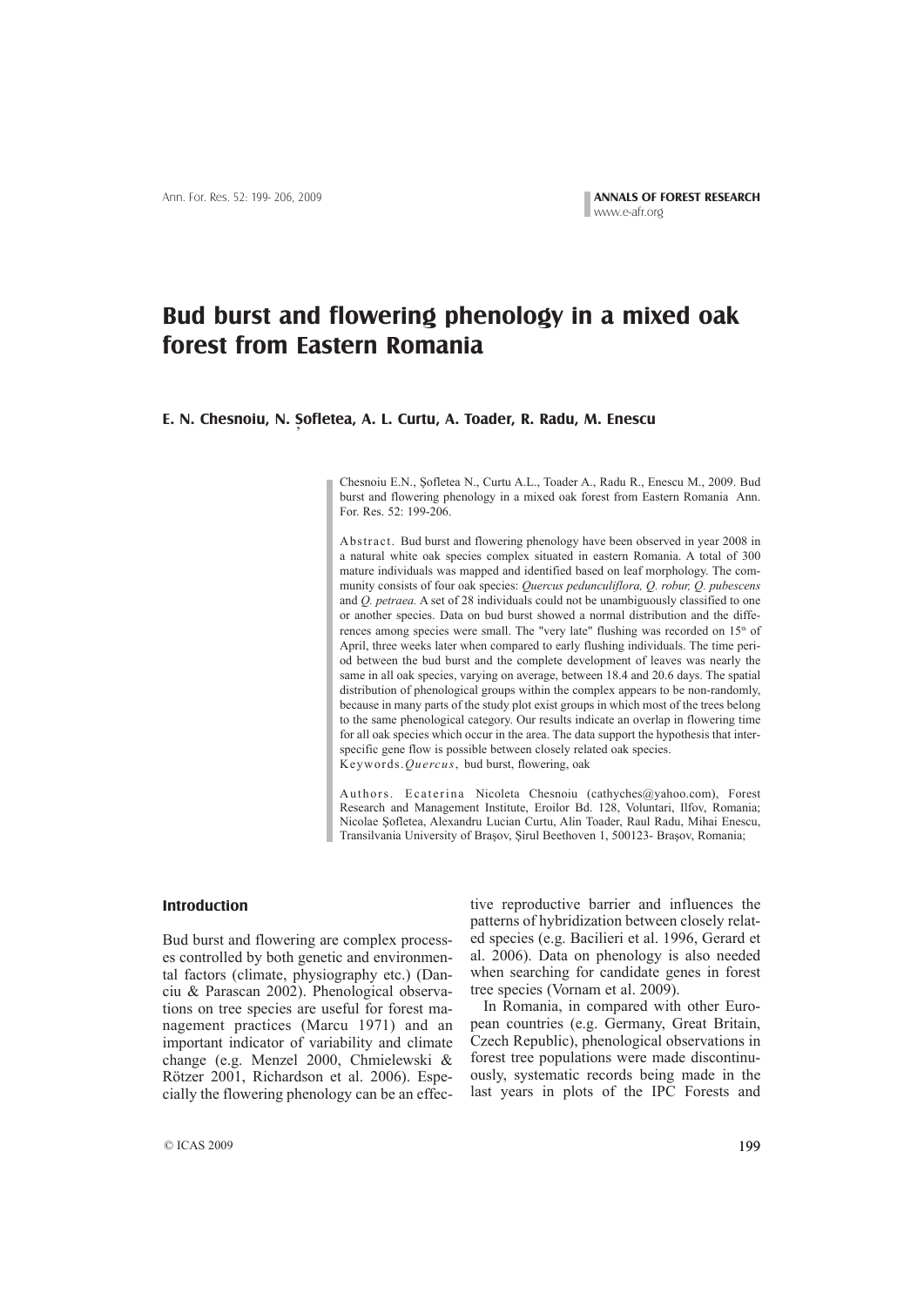# Bud burst and flowering phenology in a mixed oak forest from Eastern Romania

**E. N. Chesnoiu, N. Şofletea, A. L. Curtu, A. Toader, R. Radu, M. Enescu**

Chesnoiu E.N., Şofletea N., Curtu A.L., Toader A., Radu R., Enescu M., 2009. Bud burst and flowering phenology in a mixed oak forest from Eastern Romania Ann. For. Res. 52: 199-206.

Abstract. Bud burst and flowering phenology have been observed in year 2008 in a natural white oak species complex situated in eastern Romania. A total of 300 mature individuals was mapped and identified based on leaf morphology. The community consists of four oak species: *Quercus pedunculiflora, Q. robur, Q. pubescens* and *Q. petraea*. A set of 28 individuals could not be unambiguously classified to one or another species. Data on bud burst showed a normal distribution and the differences among species were small. The "very late" flushing was recorded on 15th of April, three weeks later when compared to early flushing individuals. The time period between the bud burst and the complete development of leaves was nearly the same in all oak species, varying on average, between 18.4 and 20.6 days. The spatial distribution of phenological groups within the complex appears to be non-randomly, because in many parts of the study plot exist groups in which most of the trees belong to the same phenological category. Our results indicate an overlap in flowering time for all oak species which occur in the area. The data support the hypothesis that interspecific gene flow is possible between closely related oak species.

Keywords. *Quercus*, bud burst, flowering, oak

Authors. Ecaterina Nicoleta Chesnoiu (cathyches@yahoo.com), Forest Research and Management Institute, Eroilor Bd. 128, Voluntari, Ilfov, Romania; Nicolae Şofletea, Alexandru Lucian Curtu, Alin Toader, Raul Radu, Mihai Enescu, Transilvania University of Braşov, Şirul Beethoven 1, 500123- Braşov, Romania;

## Introduction

Bud burst and flowering are complex processes controlled by both genetic and environmental factors (climate, physiography etc.) (Danciu & Parascan 2002). Phenological observations on tree species are useful for forest management practices (Marcu 1971) and an important indicator of variability and climate change (e.g. Menzel 2000, Chmielewski & Rötzer 2001, Richardson et al. 2006). Especially the flowering phenology can be an effective reproductive barrier and influences the patterns of hybridization between closely related species (e.g. Bacilieri et al. 1996, Gerard et al. 2006). Data on phenology is also needed when searching for candidate genes in forest tree species (Vornam et al. 2009).

In Romania, in compared with other European countries (e.g. Germany, Great Britain, Czech Republic), phenological observations in forest tree populations were made discontinuously, systematic records being made in the last years in plots of the IPC Forests and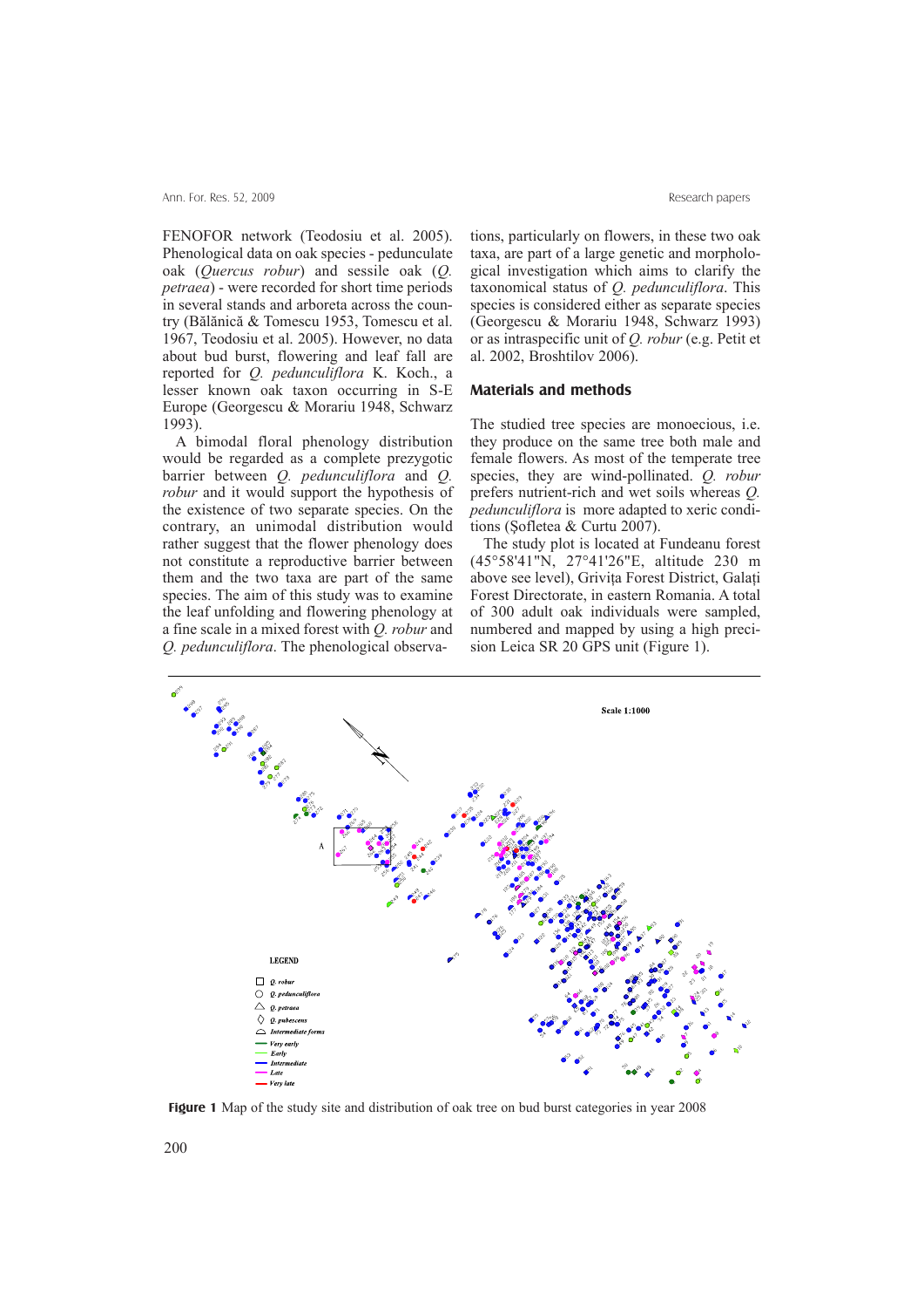FENOFOR network (Teodosiu et al. 2005). Phenological data on oak species - pedunculate oak (*Quercus robur*) and sessile oak (*Q. petraea*) - were recorded for short time periods in several stands and arboreta across the country (Bălănică & Tomescu 1953, Tomescu et al. 1967, Teodosiu et al. 2005). However, no data about bud burst, flowering and leaf fall are reported for *Q. pedunculiflora* K. Koch., a lesser known oak taxon occurring in S-E Europe (Georgescu & Morariu 1948, Schwarz 1993).

A bimodal floral phenology distribution would be regarded as a complete prezygotic barrier between *Q. pedunculiflora* and *Q. robur* and it would support the hypothesis of the existence of two separate species. On the contrary, an unimodal distribution would rather suggest that the flower phenology does not constitute a reproductive barrier between them and the two taxa are part of the same species. The aim of this study was to examine the leaf unfolding and flowering phenology at a fine scale in a mixed forest with *Q. robur* and *Q. pedunculiflora*. The phenological observations, particularly on flowers, in these two oak taxa, are part of a large genetic and morphological investigation which aims to clarify the taxonomical status of *Q. pedunculiflora*. This species is considered either as separate species (Georgescu & Morariu 1948, Schwarz 1993) or as intraspecific unit of *Q. robur* (e.g. Petit et al. 2002, Broshtilov 2006).

## Materials and methods

The studied tree species are monoecious, i.e. they produce on the same tree both male and female flowers. As most of the temperate tree species, they are wind-pollinated. *Q. robur* prefers nutrient-rich and wet soils whereas *Q. pedunculiflora* is more adapted to xeric conditions (Şofletea & Curtu 2007).

The study plot is located at Fundeanu forest (45°58'41"N, 27°41'26"E, altitude 230 m above see level), Griviţa Forest District, Galaţi Forest Directorate, in eastern Romania. A total of 300 adult oak individuals were sampled, numbered and mapped by using a high precision Leica SR 20 GPS unit (Figure 1).

**Figure 1** Map of the study site and distribution of oak tree on bud burst categories in year 2008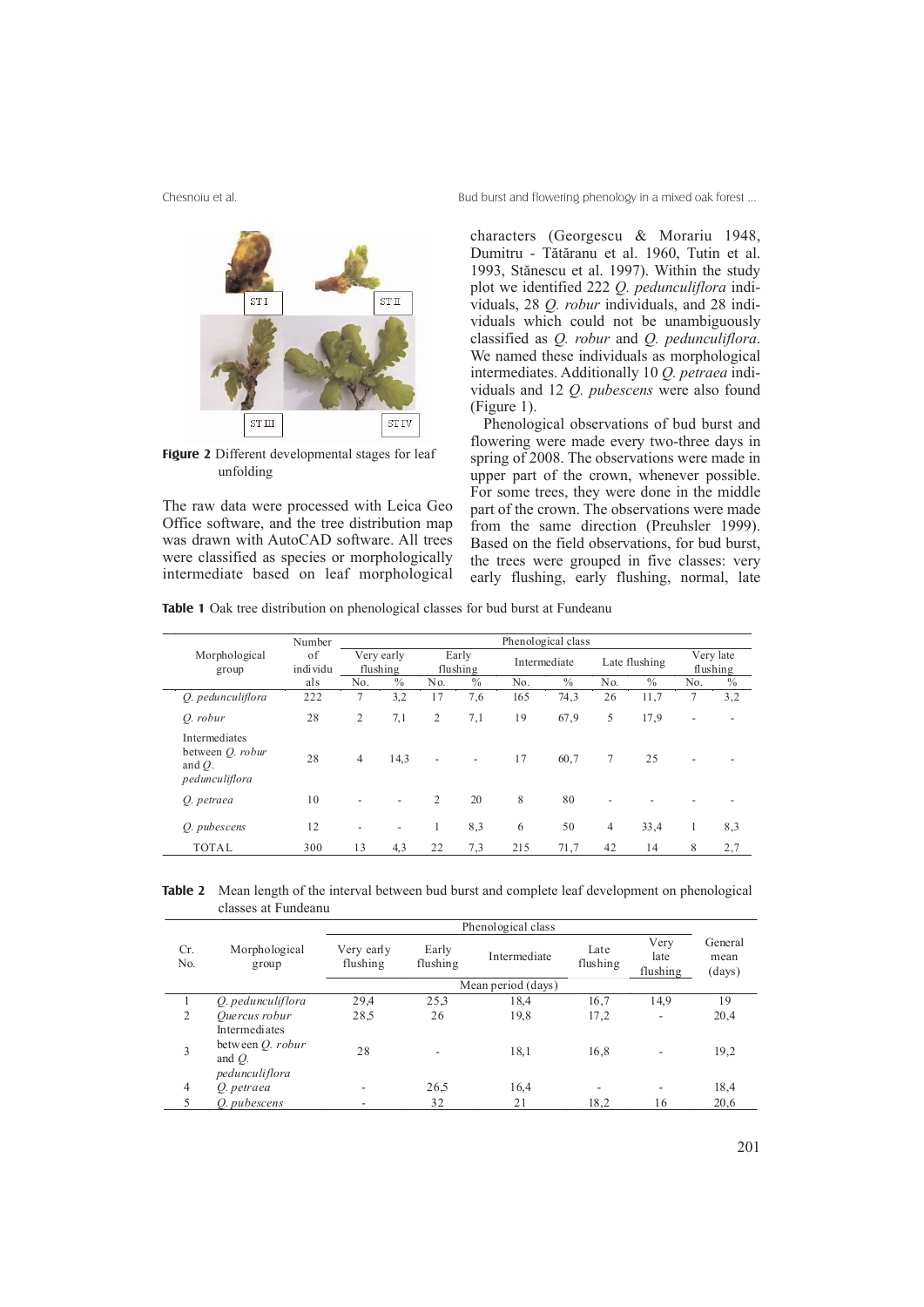Figure 2 Different developmental stages for leaf unfolding

The raw data were processed with Leica Geo Office software, and the tree distribution map was drawn with AutoCAD software. All trees were classified as species or morphologically intermediate based on leaf morphological characters (Georgescu & Morariu 1948, Dumitru - Tătăranu et al. 1960, Tutin et al. 1993, Stănescu et al. 1997). Within the study plot we identified 222 *Q. pedunculiflora* individuals, 28 *Q. robur* individuals, and 28 individuals which could not be unambiguously classified as *Q. robur* and *Q. pedunculiflora*. We named these individuals as morphological intermediates. Additionally 10 *Q. petraea* individuals and 12 *Q. pubescens* were also found (Figure 1).

Phenological observations of bud burst and flowering were made every two-three days in spring of 2008. The observations were made in upper part of the crown, whenever possible. For some trees, they were done in the middle part of the crown. The observations were made from the same direction (Preuhsler 1999). Based on the field observations, for bud burst, the trees were grouped in five classes: very early flushing, early flushing, normal, late

**Table 1** Oak tree distribution on phenological classes for bud burst at Fundeanu

| Morphological group | Number of individuals | Very early flushing | | Early flushing | | Intermediate | | Late flushing | | Very late flushing | |
|---|---|---|---|---|---|---|---|---|---|---|---|
| | | No. | % | No. | % | No. | % | No. | % | No. | % |
| *Q. pedunculiflora* | 222 | 7 | 3,2 | 17 | 7,6 | 165 | 74,3 | 26 | 11,7 | 7 | 3,2 |
| *Q. robur* | 28 | 2 | 7,1 | 2 | 7,1 | 19 | 67,9 | 5 | 17,9 | - | - |
| Intermediates between *Q. robur* and *Q. pedunculiflora* | 28 | 4 | 14,3 | - | - | 17 | 60,7 | 7 | 25 | - | - |
| *Q. petraea* | 10 | - | - | 2 | 20 | 8 | 80 | - | - | - | - |
| *Q. pubescens* | 12 | - | - | 1 | 8,3 | 6 | 50 | 4 | 33,4 | 1 | 8,3 |
| TOTAL | 300 | 13 | 4,3 | 22 | 7,3 | 215 | 71,7 | 42 | 14 | 8 | 2,7 |

**Table 2** Mean length of the interval between bud burst and complete leaf development on phenological classes at Fundeanu

| Cr. No. | Morphological group | Very early flushing | Early flushing | Intermediate | Late flushing | Very late flushing | General mean (days) |
|---|---|---|---|---|---|---|---|
| | | Mean period (days) | | | | | |
| 1 | *Q. pedunculiflora* | 29,4 | 25,3 | 18,4 | 16,7 | 14,9 | 19 |
| 2 | *Quercus robur* | 28,5 | 26 | 19,8 | 17,2 | - | 20,4 |
| 3 | Intermediates between *Q. robur* and *Q. pedunculiflora* | 28 | - | 18,1 | 16,8 | - | 19,2 |
| 4 | *Q. petraea* | - | 26,5 | 16,4 | - | - | 18,4 |
| 5 | *Q. pubescens* | - | 32 | 21 | 18,2 | 16 | 20,6 |